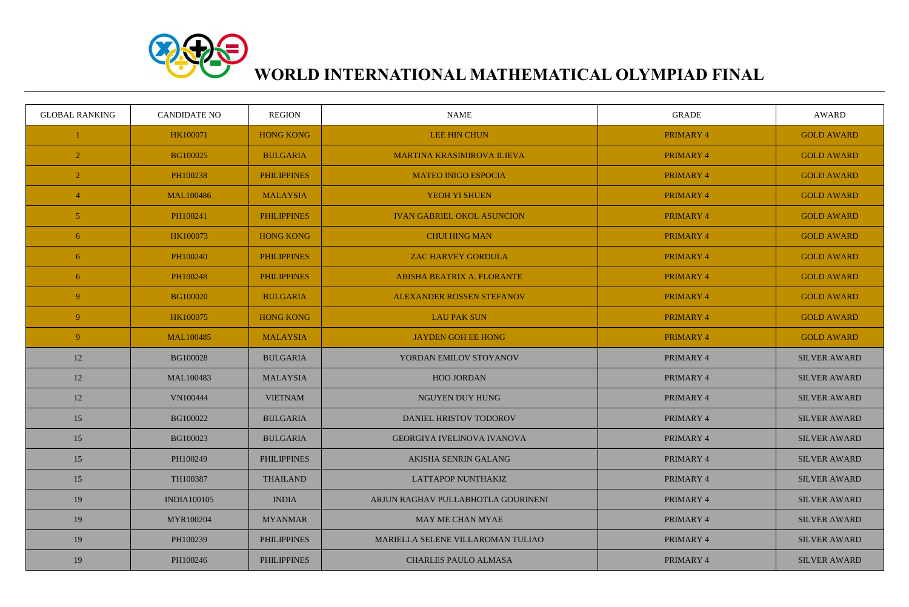# WORLD INTERNATIONAL MATHEMATICAL OLYMPIAD FINAL

| GLOBAL RANKING | CANDIDATE NO | REGION | NAME | GRADE | AWARD |
|---|---|---|---|---|---|
| 1 | HK100071 | HONG KONG | LEE HIN CHUN | PRIMARY 4 | GOLD AWARD |
| 2 | BG100025 | BULGARIA | MARTINA KRASIMIROVA ILIEVA | PRIMARY 4 | GOLD AWARD |
| 2 | PH100238 | PHILIPPINES | MATEO INIGO ESPOCIA | PRIMARY 4 | GOLD AWARD |
| 4 | MAL100486 | MALAYSIA | YEOH YI SHUEN | PRIMARY 4 | GOLD AWARD |
| 5 | PH100241 | PHILIPPINES | IVAN GABRIEL OKOL ASUNCION | PRIMARY 4 | GOLD AWARD |
| 6 | HK100073 | HONG KONG | CHUI HING MAN | PRIMARY 4 | GOLD AWARD |
| 6 | PH100240 | PHILIPPINES | ZAC HARVEY GORDULA | PRIMARY 4 | GOLD AWARD |
| 6 | PH100248 | PHILIPPINES | ABISHA BEATRIX A. FLORANTE | PRIMARY 4 | GOLD AWARD |
| 9 | BG100020 | BULGARIA | ALEXANDER ROSSEN STEFANOV | PRIMARY 4 | GOLD AWARD |
| 9 | HK100075 | HONG KONG | LAU PAK SUN | PRIMARY 4 | GOLD AWARD |
| 9 | MAL100485 | MALAYSIA | JAYDEN GOH EE HONG | PRIMARY 4 | GOLD AWARD |
| 12 | BG100028 | BULGARIA | YORDAN EMILOV STOYANOV | PRIMARY 4 | SILVER AWARD |
| 12 | MAL100483 | MALAYSIA | HOO JORDAN | PRIMARY 4 | SILVER AWARD |
| 12 | VN100444 | VIETNAM | NGUYEN DUY HUNG | PRIMARY 4 | SILVER AWARD |
| 15 | BG100022 | BULGARIA | DANIEL HRISTOV TODOROV | PRIMARY 4 | SILVER AWARD |
| 15 | BG100023 | BULGARIA | GEORGIYA IVELINOVA IVANOVA | PRIMARY 4 | SILVER AWARD |
| 15 | PH100249 | PHILIPPINES | AKISHA SENRIN GALANG | PRIMARY 4 | SILVER AWARD |
| 15 | TH100387 | THAILAND | LATTAPOP NUNTHAKIZ | PRIMARY 4 | SILVER AWARD |
| 19 | INDIA100105 | INDIA | ARJUN RAGHAV PULLABHOTLA GOURINENI | PRIMARY 4 | SILVER AWARD |
| 19 | MYR100204 | MYANMAR | MAY ME CHAN MYAE | PRIMARY 4 | SILVER AWARD |
| 19 | PH100239 | PHILIPPINES | MARIELLA SELENE VILLAROMAN TULIAO | PRIMARY 4 | SILVER AWARD |
| 19 | PH100246 | PHILIPPINES | CHARLES PAULO ALMASA | PRIMARY 4 | SILVER AWARD |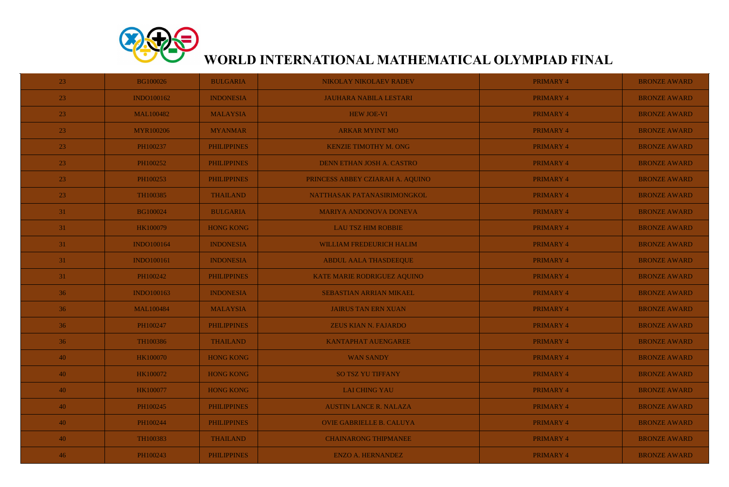# WORLD INTERNATIONAL MATHEMATICAL OLYMPIAD FINAL

| | | | | | |
|---|---|---|---|---|---|
| 23 | BG100026 | BULGARIA | NIKOLAY NIKOLAEV RADEV | PRIMARY 4 | BRONZE AWARD |
| 23 | INDO100162 | INDONESIA | JAUHARA NABILA LESTARI | PRIMARY 4 | BRONZE AWARD |
| 23 | MAL100482 | MALAYSIA | HEW JOE-VI | PRIMARY 4 | BRONZE AWARD |
| 23 | MYR100206 | MYANMAR | ARKAR MYINT MO | PRIMARY 4 | BRONZE AWARD |
| 23 | PH100237 | PHILIPPINES | KENZIE TIMOTHY M. ONG | PRIMARY 4 | BRONZE AWARD |
| 23 | PH100252 | PHILIPPINES | DENN ETHAN JOSH A. CASTRO | PRIMARY 4 | BRONZE AWARD |
| 23 | PH100253 | PHILIPPINES | PRINCESS ABBEY CZIARAH A. AQUINO | PRIMARY 4 | BRONZE AWARD |
| 23 | TH100385 | THAILAND | NATTHASAK PATANASIRIMONGKOL | PRIMARY 4 | BRONZE AWARD |
| 31 | BG100024 | BULGARIA | MARIYA ANDONOVA DONEVA | PRIMARY 4 | BRONZE AWARD |
| 31 | HK100079 | HONG KONG | LAU TSZ HIM ROBBIE | PRIMARY 4 | BRONZE AWARD |
| 31 | INDO100164 | INDONESIA | WILLIAM FREDEURICH HALIM | PRIMARY 4 | BRONZE AWARD |
| 31 | INDO100161 | INDONESIA | ABDUL AALA THASDEEQUE | PRIMARY 4 | BRONZE AWARD |
| 31 | PH100242 | PHILIPPINES | KATE MARIE RODRIGUEZ AQUINO | PRIMARY 4 | BRONZE AWARD |
| 36 | INDO100163 | INDONESIA | SEBASTIAN ARRIAN MIKAEL | PRIMARY 4 | BRONZE AWARD |
| 36 | MAL100484 | MALAYSIA | JAIRUS TAN ERN XUAN | PRIMARY 4 | BRONZE AWARD |
| 36 | PH100247 | PHILIPPINES | ZEUS KIAN N. FAJARDO | PRIMARY 4 | BRONZE AWARD |
| 36 | TH100386 | THAILAND | KANTAPHAT AUENGAREE | PRIMARY 4 | BRONZE AWARD |
| 40 | HK100070 | HONG KONG | WAN SANDY | PRIMARY 4 | BRONZE AWARD |
| 40 | HK100072 | HONG KONG | SO TSZ YU TIFFANY | PRIMARY 4 | BRONZE AWARD |
| 40 | HK100077 | HONG KONG | LAI CHING YAU | PRIMARY 4 | BRONZE AWARD |
| 40 | PH100245 | PHILIPPINES | AUSTIN LANCE R. NALAZA | PRIMARY 4 | BRONZE AWARD |
| 40 | PH100244 | PHILIPPINES | OVIE GABRIELLE B. CALUYA | PRIMARY 4 | BRONZE AWARD |
| 40 | TH100383 | THAILAND | CHAINARONG THIPMANEE | PRIMARY 4 | BRONZE AWARD |
| 46 | PH100243 | PHILIPPINES | ENZO A. HERNANDEZ | PRIMARY 4 | BRONZE AWARD |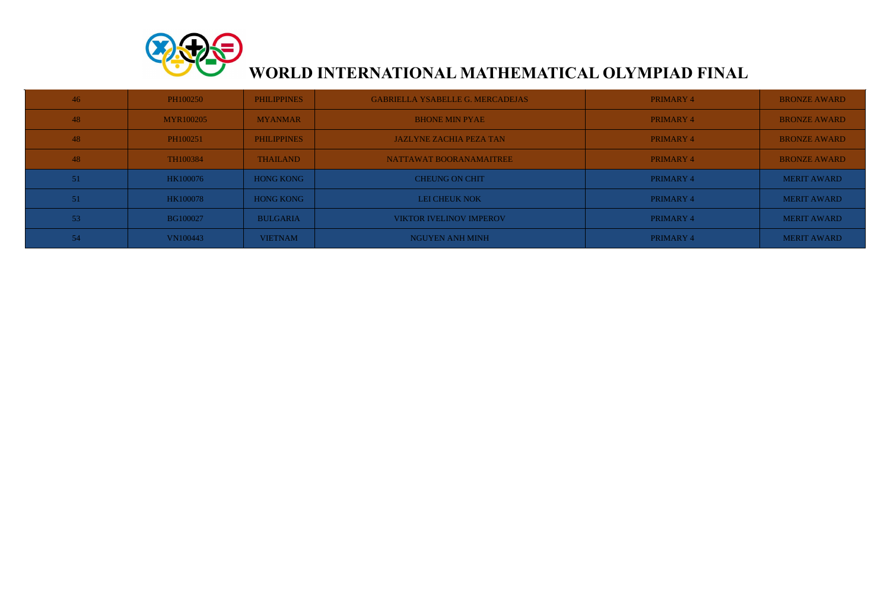# WORLD INTERNATIONAL MATHEMATICAL OLYMPIAD FINAL

| | | | | | |
|---|---|---|---|---|---|
| 46 | PH100250 | PHILIPPINES | GABRIELLA YSABELLE G. MERCADEJAS | PRIMARY 4 | BRONZE AWARD |
| 48 | MYR100205 | MYANMAR | BHONE MIN PYAE | PRIMARY 4 | BRONZE AWARD |
| 48 | PH100251 | PHILIPPINES | JAZLYNE ZACHIA PEZA TAN | PRIMARY 4 | BRONZE AWARD |
| 48 | TH100384 | THAILAND | NATTAWAT BOORANAMAITREE | PRIMARY 4 | BRONZE AWARD |
| 51 | HK100076 | HONG KONG | CHEUNG ON CHIT | PRIMARY 4 | MERIT AWARD |
| 51 | HK100078 | HONG KONG | LEI CHEUK NOK | PRIMARY 4 | MERIT AWARD |
| 53 | BG100027 | BULGARIA | VIKTOR IVELINOV IMPEROV | PRIMARY 4 | MERIT AWARD |
| 54 | VN100443 | VIETNAM | NGUYEN ANH MINH | PRIMARY 4 | MERIT AWARD |